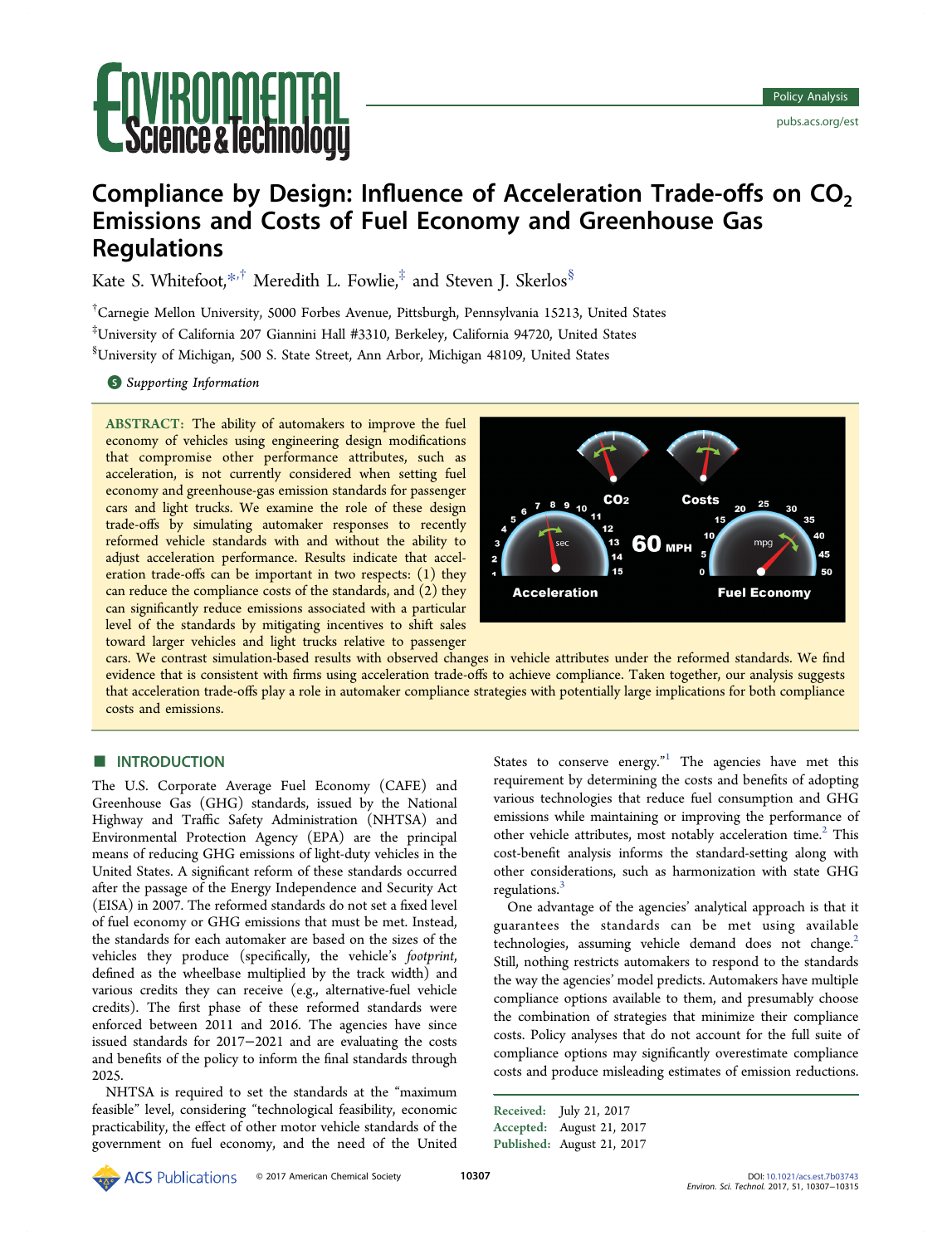# Compliance by Design: Influence of Acceleration Trade-offs on $CO_2$ Emissions and Costs of Fuel Economy and Greenhouse Gas Regulations

Kate S. Whitefoot,[*,†] Meredith L. Fowlie,[‡] and Steven J. Skerlos[§]

[†]Carnegie Mellon University, 5000 Forbes Avenue, Pittsburgh, Pennsylvania 15213, United States

[‡]University of California 207 Giannini Hall #3310, Berkeley, California 94720, United States

[§]University of Michigan, 500 S. State Street, Ann Arbor, Michigan 48109, United States

Supporting Information

**ABSTRACT:** The ability of automakers to improve the fuel economy of vehicles using engineering design modifications that compromise other performance attributes, such as acceleration, is not currently considered when setting fuel economy and greenhouse-gas emission standards for passenger cars and light trucks. We examine the role of these design trade-offs by simulating automaker responses to recently reformed vehicle standards with and without the ability to adjust acceleration performance. Results indicate that acceleration trade-offs can be important in two respects: (1) they can reduce the compliance costs of the standards, and (2) they can significantly reduce emissions associated with a particular level of the standards by mitigating incentives to shift sales toward larger vehicles and light trucks relative to passenger cars. We contrast simulation-based results with observed changes in vehicle attributes under the reformed standards. We find evidence that is consistent with firms using acceleration trade-offs to achieve compliance. Taken together, our analysis suggests that acceleration trade-offs play a role in automaker compliance strategies with potentially large implications for both compliance costs and emissions.

## INTRODUCTION

The U.S. Corporate Average Fuel Economy (CAFE) and Greenhouse Gas (GHG) standards, issued by the National Highway and Traffic Safety Administration (NHTSA) and Environmental Protection Agency (EPA) are the principal means of reducing GHG emissions of light-duty vehicles in the United States. A significant reform of these standards occurred after the passage of the Energy Independence and Security Act (EISA) in 2007. The reformed standards do not set a fixed level of fuel economy or GHG emissions that must be met. Instead, the standards for each automaker are based on the sizes of the vehicles they produce (specifically, the vehicle's *footprint*, defined as the wheelbase multiplied by the track width) and various credits they can receive (e.g., alternative-fuel vehicle credits). The first phase of these reformed standards were enforced between 2011 and 2016. The agencies have since issued standards for 2017−2021 and are evaluating the costs and benefits of the policy to inform the final standards through 2025.

NHTSA is required to set the standards at the "maximum feasible" level, considering "technological feasibility, economic practicability, the effect of other motor vehicle standards of the government on fuel economy, and the need of the United States to conserve energy."[1] The agencies have met this requirement by determining the costs and benefits of adopting various technologies that reduce fuel consumption and GHG emissions while maintaining or improving the performance of other vehicle attributes, most notably acceleration time.[2] This cost-benefit analysis informs the standard-setting along with other considerations, such as harmonization with state GHG regulations.[3]

One advantage of the agencies' analytical approach is that it guarantees the standards can be met using available technologies, assuming vehicle demand does not change.[2] Still, nothing restricts automakers to respond to the standards the way the agencies' model predicts. Automakers have multiple compliance options available to them, and presumably choose the combination of strategies that minimize their compliance costs. Policy analyses that do not account for the full suite of compliance options may significantly overestimate compliance costs and produce misleading estimates of emission reductions.

Received: July 21, 2017
Accepted: August 21, 2017
Published: August 21, 2017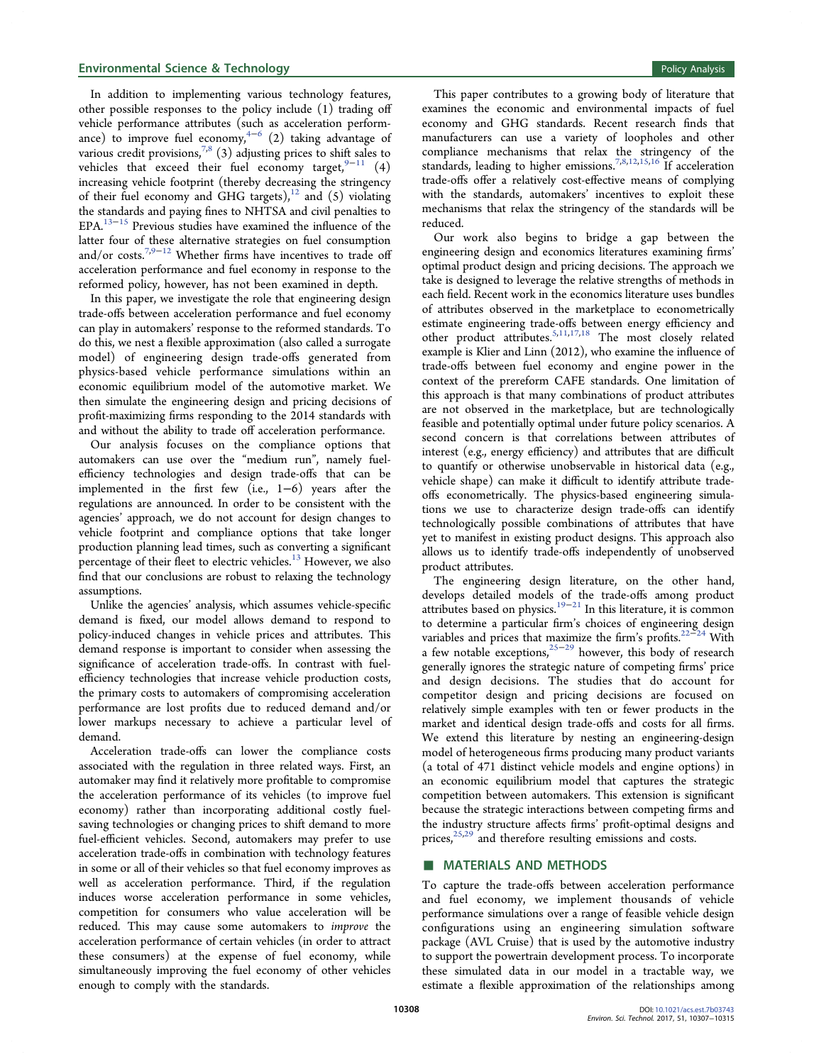In addition to implementing various technology features, other possible responses to the policy include (1) trading off vehicle performance attributes (such as acceleration performance) to improve fuel economy,[4−6] (2) taking advantage of various credit provisions,[7,8] (3) adjusting prices to shift sales to vehicles that exceed their fuel economy target,[9−11] (4) increasing vehicle footprint (thereby decreasing the stringency of their fuel economy and GHG targets),[12] and (5) violating the standards and paying fines to NHTSA and civil penalties to EPA.[13−15] Previous studies have examined the influence of the latter four of these alternative strategies on fuel consumption and/or costs.[7,9−12] Whether firms have incentives to trade off acceleration performance and fuel economy in response to the reformed policy, however, has not been examined in depth.

In this paper, we investigate the role that engineering design trade-offs between acceleration performance and fuel economy can play in automakers' response to the reformed standards. To do this, we nest a flexible approximation (also called a surrogate model) of engineering design trade-offs generated from physics-based vehicle performance simulations within an economic equilibrium model of the automotive market. We then simulate the engineering design and pricing decisions of profit-maximizing firms responding to the 2014 standards with and without the ability to trade off acceleration performance.

Our analysis focuses on the compliance options that automakers can use over the "medium run", namely fuel-efficiency technologies and design trade-offs that can be implemented in the first few (i.e., 1−6) years after the regulations are announced. In order to be consistent with the agencies' approach, we do not account for design changes to vehicle footprint and compliance options that take longer production planning lead times, such as converting a significant percentage of their fleet to electric vehicles.[13] However, we also find that our conclusions are robust to relaxing the technology assumptions.

Unlike the agencies' analysis, which assumes vehicle-specific demand is fixed, our model allows demand to respond to policy-induced changes in vehicle prices and attributes. This demand response is important to consider when assessing the significance of acceleration trade-offs. In contrast with fuel-efficiency technologies that increase vehicle production costs, the primary costs to automakers of compromising acceleration performance are lost profits due to reduced demand and/or lower markups necessary to achieve a particular level of demand.

Acceleration trade-offs can lower the compliance costs associated with the regulation in three related ways. First, an automaker may find it relatively more profitable to compromise the acceleration performance of its vehicles (to improve fuel economy) rather than incorporating additional costly fuel-saving technologies or changing prices to shift demand to more fuel-efficient vehicles. Second, automakers may prefer to use acceleration trade-offs in combination with technology features in some or all of their vehicles so that fuel economy improves as well as acceleration performance. Third, if the regulation induces worse acceleration performance in some vehicles, competition for consumers who value acceleration will be reduced. This may cause some automakers to *improve* the acceleration performance of certain vehicles (in order to attract these consumers) at the expense of fuel economy, while simultaneously improving the fuel economy of other vehicles enough to comply with the standards.

This paper contributes to a growing body of literature that examines the economic and environmental impacts of fuel economy and GHG standards. Recent research finds that manufacturers can use a variety of loopholes and other compliance mechanisms that relax the stringency of the standards, leading to higher emissions.[7,8,12,15,16] If acceleration trade-offs offer a relatively cost-effective means of complying with the standards, automakers' incentives to exploit these mechanisms that relax the stringency of the standards will be reduced.

Our work also begins to bridge a gap between the engineering design and economics literatures examining firms' optimal product design and pricing decisions. The approach we take is designed to leverage the relative strengths of methods in each field. Recent work in the economics literature uses bundles of attributes observed in the marketplace to econometrically estimate engineering trade-offs between energy efficiency and other product attributes.[5,11,17,18] The most closely related example is Klier and Linn (2012), who examine the influence of trade-offs between fuel economy and engine power in the context of the prereform CAFE standards. One limitation of this approach is that many combinations of product attributes are not observed in the marketplace, but are technologically feasible and potentially optimal under future policy scenarios. A second concern is that correlations between attributes of interest (e.g., energy efficiency) and attributes that are difficult to quantify or otherwise unobservable in historical data (e.g., vehicle shape) can make it difficult to identify attribute trade-offs econometrically. The physics-based engineering simulations we use to characterize design trade-offs can identify technologically possible combinations of attributes that have yet to manifest in existing product designs. This approach also allows us to identify trade-offs independently of unobserved product attributes.

The engineering design literature, on the other hand, develops detailed models of the trade-offs among product attributes based on physics.[19−21] In this literature, it is common to determine a particular firm's choices of engineering design variables and prices that maximize the firm's profits.[22−24] With a few notable exceptions,[25−29] however, this body of research generally ignores the strategic nature of competing firms' price and design decisions. The studies that do account for competitor design and pricing decisions are focused on relatively simple examples with ten or fewer products in the market and identical design trade-offs and costs for all firms. We extend this literature by nesting an engineering-design model of heterogeneous firms producing many product variants (a total of 471 distinct vehicle models and engine options) in an economic equilibrium model that captures the strategic competition between automakers. This extension is significant because the strategic interactions between competing firms and the industry structure affects firms' profit-optimal designs and prices,[25,29] and therefore resulting emissions and costs.

## ■ MATERIALS AND METHODS

To capture the trade-offs between acceleration performance and fuel economy, we implement thousands of vehicle performance simulations over a range of feasible vehicle design configurations using an engineering simulation software package (AVL Cruise) that is used by the automotive industry to support the powertrain development process. To incorporate these simulated data in our model in a tractable way, we estimate a flexible approximation of the relationships among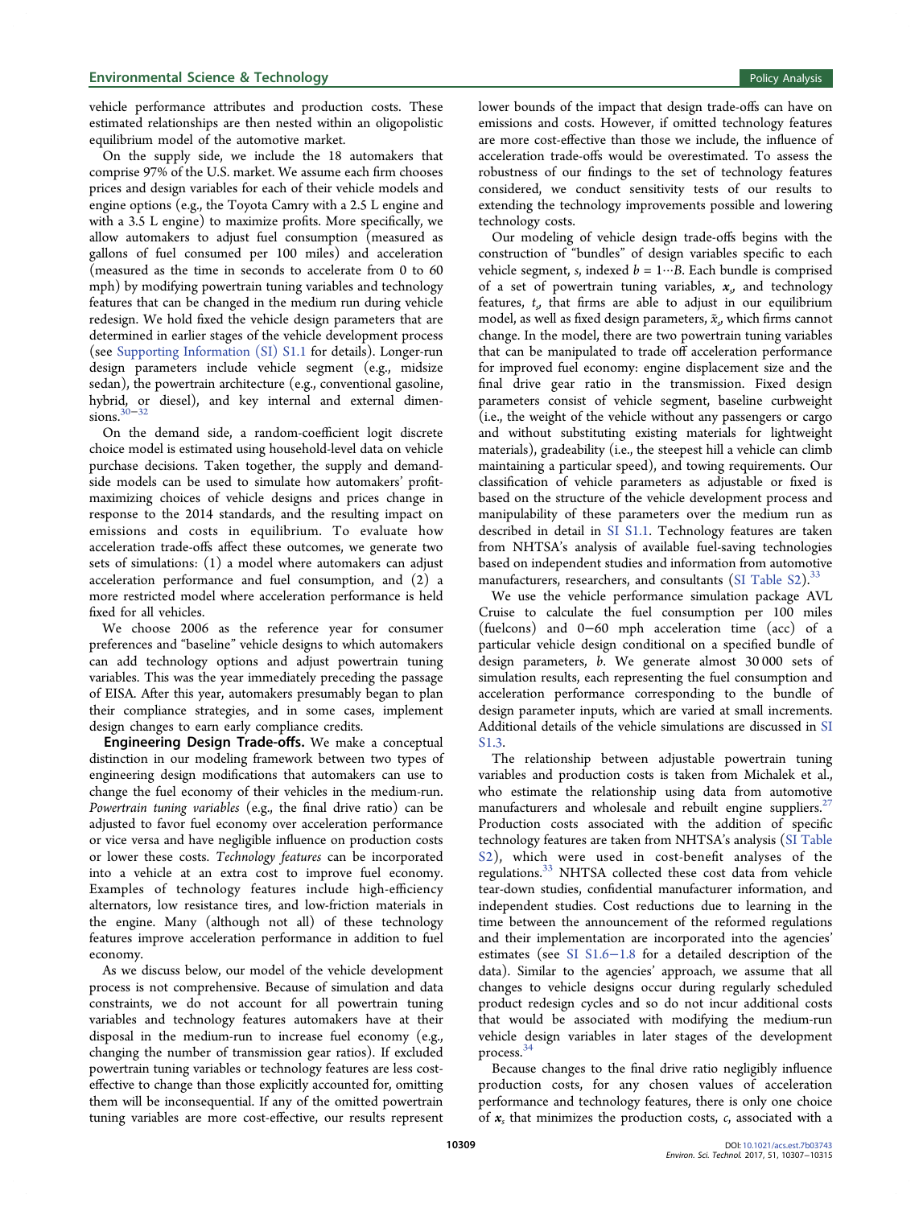vehicle performance attributes and production costs. These estimated relationships are then nested within an oligopolistic equilibrium model of the automotive market.

On the supply side, we include the 18 automakers that comprise 97% of the U.S. market. We assume each firm chooses prices and design variables for each of their vehicle models and engine options (e.g., the Toyota Camry with a 2.5 L engine and with a 3.5 L engine) to maximize profits. More specifically, we allow automakers to adjust fuel consumption (measured as gallons of fuel consumed per 100 miles) and acceleration (measured as the time in seconds to accelerate from 0 to 60 mph) by modifying powertrain tuning variables and technology features that can be changed in the medium run during vehicle redesign. We hold fixed the vehicle design parameters that are determined in earlier stages of the vehicle development process (see Supporting Information (SI) S1.1 for details). Longer-run design parameters include vehicle segment (e.g., midsize sedan), the powertrain architecture (e.g., conventional gasoline, hybrid, or diesel), and key internal and external dimensions.[30−32]

On the demand side, a random-coefficient logit discrete choice model is estimated using household-level data on vehicle purchase decisions. Taken together, the supply and demand-side models can be used to simulate how automakers' profit-maximizing choices of vehicle designs and prices change in response to the 2014 standards, and the resulting impact on emissions and costs in equilibrium. To evaluate how acceleration trade-offs affect these outcomes, we generate two sets of simulations: (1) a model where automakers can adjust acceleration performance and fuel consumption, and (2) a more restricted model where acceleration performance is held fixed for all vehicles.

We choose 2006 as the reference year for consumer preferences and "baseline" vehicle designs to which automakers can add technology options and adjust powertrain tuning variables. This was the year immediately preceding the passage of EISA. After this year, automakers presumably began to plan their compliance strategies, and in some cases, implement design changes to earn early compliance credits.

**Engineering Design Trade-offs.** We make a conceptual distinction in our modeling framework between two types of engineering design modifications that automakers can use to change the fuel economy of their vehicles in the medium-run. *Powertrain tuning variables* (e.g., the final drive ratio) can be adjusted to favor fuel economy over acceleration performance or vice versa and have negligible influence on production costs or lower these costs. *Technology features* can be incorporated into a vehicle at an extra cost to improve fuel economy. Examples of technology features include high-efficiency alternators, low resistance tires, and low-friction materials in the engine. Many (although not all) of these technology features improve acceleration performance in addition to fuel economy.

As we discuss below, our model of the vehicle development process is not comprehensive. Because of simulation and data constraints, we do not account for all powertrain tuning variables and technology features automakers have at their disposal in the medium-run to increase fuel economy (e.g., changing the number of transmission gear ratios). If excluded powertrain tuning variables or technology features are less cost-effective to change than those explicitly accounted for, omitting them will be inconsequential. If any of the omitted powertrain tuning variables are more cost-effective, our results represent lower bounds of the impact that design trade-offs can have on emissions and costs. However, if omitted technology features are more cost-effective than those we include, the influence of acceleration trade-offs would be overestimated. To assess the robustness of our findings to the set of technology features considered, we conduct sensitivity tests of our results to extending the technology improvements possible and lowering technology costs.

Our modeling of vehicle design trade-offs begins with the construction of "bundles" of design variables specific to each vehicle segment, $s$, indexed $b = 1 \cdots B$. Each bundle is comprised of a set of powertrain tuning variables, $x_s$, and technology features, $t_s$, that firms are able to adjust in our equilibrium model, as well as fixed design parameters, $\tilde{x}_s$, which firms cannot change. In the model, there are two powertrain tuning variables that can be manipulated to trade off acceleration performance for improved fuel economy: engine displacement size and the final drive gear ratio in the transmission. Fixed design parameters consist of vehicle segment, baseline curbweight (i.e., the weight of the vehicle without any passengers or cargo and without substituting existing materials for lightweight materials), gradeability (i.e., the steepest hill a vehicle can climb maintaining a particular speed), and towing requirements. Our classification of vehicle parameters as adjustable or fixed is based on the structure of the vehicle development process and manipulability of these parameters over the medium run as described in detail in SI S1.1. Technology features are taken from NHTSA's analysis of available fuel-saving technologies based on independent studies and information from automotive manufacturers, researchers, and consultants (SI Table S2).[33]

We use the vehicle performance simulation package AVL Cruise to calculate the fuel consumption per 100 miles (fuelcons) and 0−60 mph acceleration time (acc) of a particular vehicle design conditional on a specified bundle of design parameters, $b$. We generate almost 30 000 sets of simulation results, each representing the fuel consumption and acceleration performance corresponding to the bundle of design parameter inputs, which are varied at small increments. Additional details of the vehicle simulations are discussed in SI S1.3.

The relationship between adjustable powertrain tuning variables and production costs is taken from Michalek et al., who estimate the relationship using data from automotive manufacturers and wholesale and rebuilt engine suppliers.[27] Production costs associated with the addition of specific technology features are taken from NHTSA's analysis (SI Table S2), which were used in cost-benefit analyses of the regulations.[33] NHTSA collected these cost data from vehicle tear-down studies, confidential manufacturer information, and independent studies. Cost reductions due to learning in the time between the announcement of the reformed regulations and their implementation are incorporated into the agencies' estimates (see SI S1.6−1.8 for a detailed description of the data). Similar to the agencies' approach, we assume that all changes to vehicle designs occur during regularly scheduled product redesign cycles and so do not incur additional costs that would be associated with modifying the medium-run vehicle design variables in later stages of the development process.[34]

Because changes to the final drive ratio negligibly influence production costs, for any chosen values of acceleration performance and technology features, there is only one choice of $x_s$ that minimizes the production costs, $c$, associated with a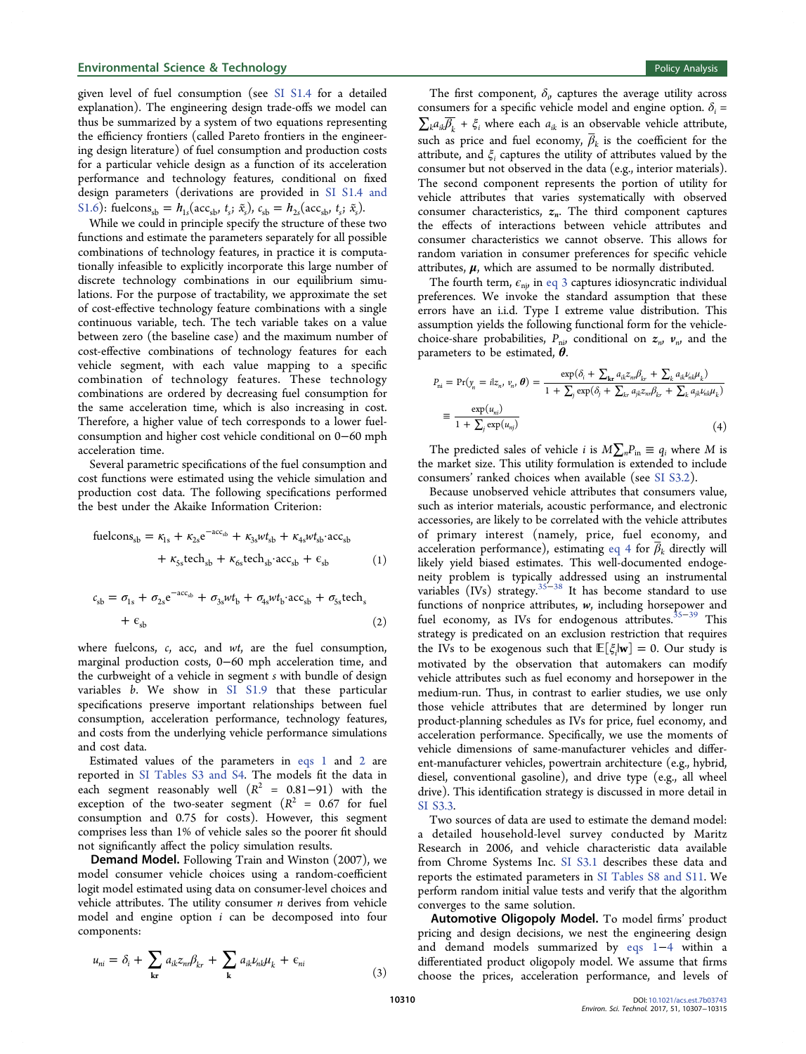given level of fuel consumption (see SI S1.4 for a detailed explanation). The engineering design trade-offs we model can thus be summarized by a system of two equations representing the efficiency frontiers (called Pareto frontiers in the engineering design literature) of fuel consumption and production costs for a particular vehicle design as a function of its acceleration performance and technology features, conditional on fixed design parameters (derivations are provided in SI S1.4 and S1.6): $\text{fuelcons}_{sb} = h_{1s}(\text{acc}_{sb}, t_s; \tilde{x}_s)$, $c_{sb} = h_{2s}(\text{acc}_{sb}, t_s; \tilde{x}_s)$.

While we could in principle specify the structure of these two functions and estimate the parameters separately for all possible combinations of technology features, in practice it is computationally infeasible to explicitly incorporate this large number of discrete technology combinations in our equilibrium simulations. For the purpose of tractability, we approximate the set of cost-effective technology feature combinations with a single continuous variable, tech. The tech variable takes on a value between zero (the baseline case) and the maximum number of cost-effective combinations of technology features for each vehicle segment, with each value mapping to a specific combination of technology features. These technology combinations are ordered by decreasing fuel consumption for the same acceleration time, which is also increasing in cost. Therefore, a higher value of tech corresponds to a lower fuel-consumption and higher cost vehicle conditional on 0−60 mph acceleration time.

Several parametric specifications of the fuel consumption and cost functions were estimated using the vehicle simulation and production cost data. The following specifications performed the best under the Akaike Information Criterion:

$$\text{fuelcons}_{sb} = \kappa_{1s} + \kappa_{2s}e^{-\text{acc}_{sb}} + \kappa_{3s}wt_{sb} + \kappa_{4s}wt_{sb}\cdot\text{acc}_{sb} + \kappa_{5s}\text{tech}_{sb} + \kappa_{6s}\text{tech}_{sb}\cdot\text{acc}_{sb} + \epsilon_{sb} \tag{1}$$

$$c_{sb} = \sigma_{1s} + \sigma_{2s}e^{-\text{acc}_{sb}} + \sigma_{3s}wt_{b} + \sigma_{4s}wt_{b}\cdot\text{acc}_{sb} + \sigma_{5s}\text{tech}_{s} + \epsilon_{sb} \tag{2}$$

where fuelcons, $c$, acc, and $wt$, are the fuel consumption, marginal production costs, 0−60 mph acceleration time, and the curbweight of a vehicle in segment $s$ with bundle of design variables $b$. We show in SI S1.9 that these particular specifications preserve important relationships between fuel consumption, acceleration performance, technology features, and costs from the underlying vehicle performance simulations and cost data.

Estimated values of the parameters in eqs 1 and 2 are reported in SI Tables S3 and S4. The models fit the data in each segment reasonably well ($R^2$ = 0.81−91) with the exception of the two-seater segment ($R^2$ = 0.67 for fuel consumption and 0.75 for costs). However, this segment comprises less than 1% of vehicle sales so the poorer fit should not significantly affect the policy simulation results.

**Demand Model.** Following Train and Winston (2007), we model consumer vehicle choices using a random-coefficient logit model estimated using data on consumer-level choices and vehicle attributes. The utility consumer $n$ derives from vehicle model and engine option $i$ can be decomposed into four components:

$$u_{ni} = \delta_i + \sum_{\mathbf{kr}} a_{ik}z_{nr}\beta_{kr} + \sum_{\mathbf{k}} a_{ik}\nu_{nk}\mu_k + \epsilon_{ni} \tag{3}$$

The first component, $\delta_i$, captures the average utility across consumers for a specific vehicle model and engine option. $\delta_i = \sum_k a_{ik}\overline{\beta}_k + \xi_i$ where each $a_{ik}$ is an observable vehicle attribute, such as price and fuel economy, $\overline{\beta}_k$ is the coefficient for the attribute, and $\xi_i$ captures the utility of attributes valued by the consumer but not observed in the data (e.g., interior materials). The second component represents the portion of utility for vehicle attributes that varies systematically with observed consumer characteristics, $\boldsymbol{z}_n$. The third component captures the effects of interactions between vehicle attributes and consumer characteristics we cannot observe. This allows for random variation in consumer preferences for specific vehicle attributes, $\boldsymbol{\mu}$, which are assumed to be normally distributed.

The fourth term, $\epsilon_{ni}$, in eq 3 captures idiosyncratic individual preferences. We invoke the standard assumption that these errors have an i.i.d. Type I extreme value distribution. This assumption yields the following functional form for the vehicle-choice-share probabilities, $P_{ni}$, conditional on $\boldsymbol{z}_n$, $\boldsymbol{\nu}_n$, and the parameters to be estimated, $\boldsymbol{\theta}$.

$$P_{ni} = \Pr(y_n = i|z_n, \nu_n, \boldsymbol{\theta}) = \frac{\exp(\delta_i + \sum_{\mathbf{kr}} a_{ik}z_{nr}\beta_{kr} + \sum_k a_{ik}\nu_{nk}\mu_k)}{1 + \sum_j \exp(\delta_j + \sum_{kr} a_{jk}z_{nr}\beta_{kr} + \sum_k a_{jk}\nu_{nk}\mu_k)} \equiv \frac{\exp(u_{ni})}{1 + \sum_j \exp(u_{nj})} \tag{4}$$

The predicted sales of vehicle $i$ is $M\sum_n P_{in} \equiv q_i$ where $M$ is the market size. This utility formulation is extended to include consumers' ranked choices when available (see SI S3.2).

Because unobserved vehicle attributes that consumers value, such as interior materials, acoustic performance, and electronic accessories, are likely to be correlated with the vehicle attributes of primary interest (namely, price, fuel economy, and acceleration performance), estimating eq 4 for $\overline{\beta}_k$ directly will likely yield biased estimates. This well-documented endogeneity problem is typically addressed using an instrumental variables (IVs) strategy.[35−38] It has become standard to use functions of nonprice attributes, $\boldsymbol{w}$, including horsepower and fuel economy, as IVs for endogenous attributes.[35−39] This strategy is predicated on an exclusion restriction that requires the IVs to be exogenous such that $\mathbb{E}[\xi_i|\mathbf{w}] = 0$. Our study is motivated by the observation that automakers can modify vehicle attributes such as fuel economy and horsepower in the medium-run. Thus, in contrast to earlier studies, we use only those vehicle attributes that are determined by longer run product-planning schedules as IVs for price, fuel economy, and acceleration performance. Specifically, we use the moments of vehicle dimensions of same-manufacturer vehicles and different-manufacturer vehicles, powertrain architecture (e.g., hybrid, diesel, conventional gasoline), and drive type (e.g., all wheel drive). This identification strategy is discussed in more detail in SI S3.3.

Two sources of data are used to estimate the demand model: a detailed household-level survey conducted by Maritz Research in 2006, and vehicle characteristic data available from Chrome Systems Inc. SI S3.1 describes these data and reports the estimated parameters in SI Tables S8 and S11. We perform random initial value tests and verify that the algorithm converges to the same solution.

**Automotive Oligopoly Model.** To model firms' product pricing and design decisions, we nest the engineering design and demand models summarized by eqs 1−4 within a differentiated product oligopoly model. We assume that firms choose the prices, acceleration performance, and levels of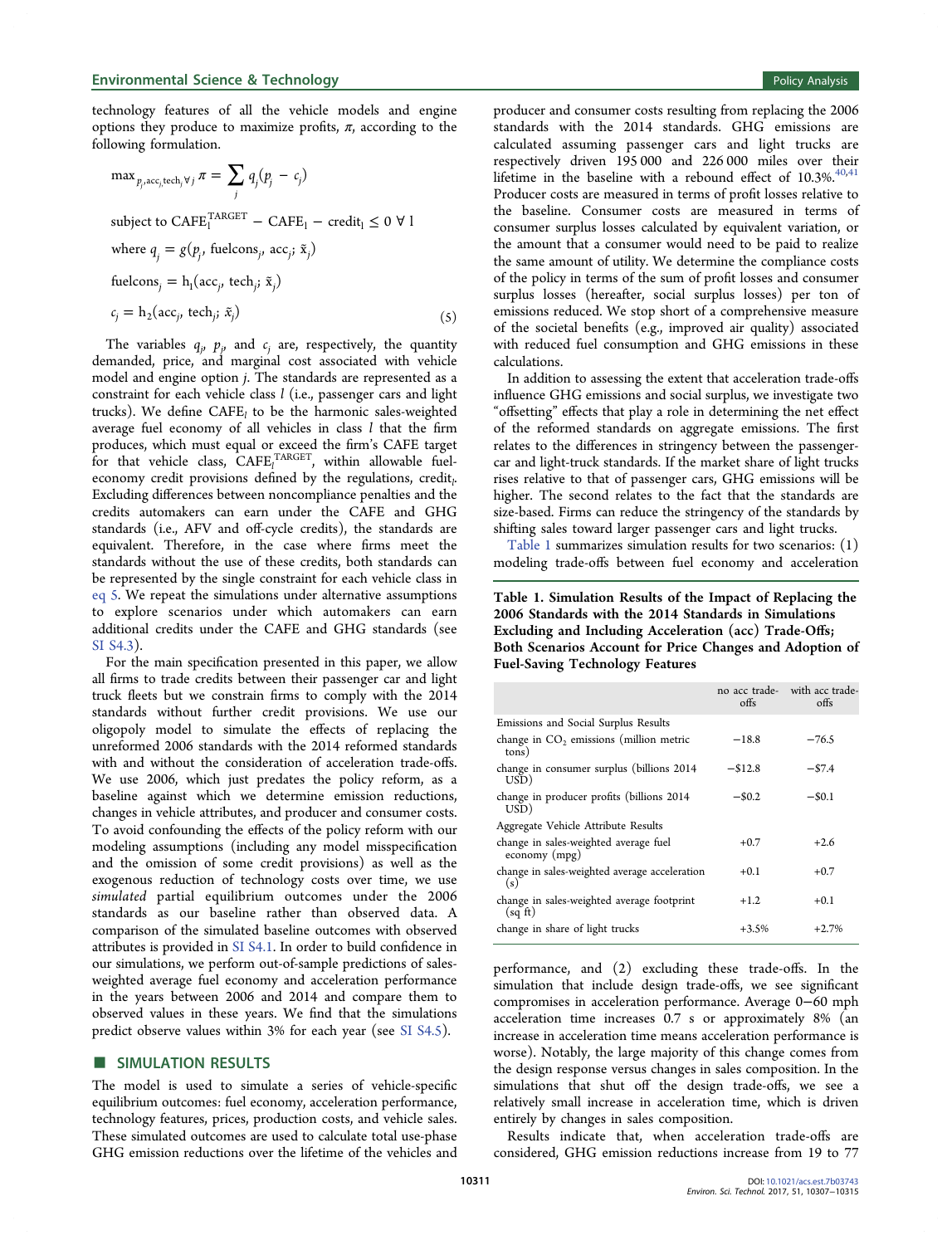technology features of all the vehicle models and engine options they produce to maximize profits, $\pi$, according to the following formulation.

$$\max_{p_j, \mathrm{acc}_j, \mathrm{tech}_j \forall j} \pi = \sum_j q_j(p_j - c_j)$$

$$\text{subject to } \mathrm{CAFE}_l^{\mathrm{TARGET}} - \mathrm{CAFE}_l - \mathrm{credit}_l \leq 0 \ \forall \ l$$

$$\text{where } q_j = g(p_j, \mathrm{fuelcons}_j, \mathrm{acc}_j; \tilde{x}_j)$$

$$\mathrm{fuelcons}_j = \mathrm{h}_1(\mathrm{acc}_j, \mathrm{tech}_j; \tilde{x}_j)$$

$$c_j = \mathrm{h}_2(\mathrm{acc}_j, \mathrm{tech}_j; \tilde{x}_j) \tag{5}$$

The variables $q_j$, $p_j$, and $c_j$ are, respectively, the quantity demanded, price, and marginal cost associated with vehicle model and engine option $j$. The standards are represented as a constraint for each vehicle class $l$ (i.e., passenger cars and light trucks). We define $\mathrm{CAFE}_l$ to be the harmonic sales-weighted average fuel economy of all vehicles in class $l$ that the firm produces, which must equal or exceed the firm's CAFE target for that vehicle class, $\mathrm{CAFE}_l^{\mathrm{TARGET}}$, within allowable fuel-economy credit provisions defined by the regulations, $\mathrm{credit}_l$. Excluding differences between noncompliance penalties and the credits automakers can earn under the CAFE and GHG standards (i.e., AFV and off-cycle credits), the standards are equivalent. Therefore, in the case where firms meet the standards without the use of these credits, both standards can be represented by the single constraint for each vehicle class in eq 5. We repeat the simulations under alternative assumptions to explore scenarios under which automakers can earn additional credits under the CAFE and GHG standards (see SI S4.3).

For the main specification presented in this paper, we allow all firms to trade credits between their passenger car and light truck fleets but we constrain firms to comply with the 2014 standards without further credit provisions. We use our oligopoly model to simulate the effects of replacing the unreformed 2006 standards with the 2014 reformed standards with and without the consideration of acceleration trade-offs. We use 2006, which just predates the policy reform, as a baseline against which we determine emission reductions, changes in vehicle attributes, and producer and consumer costs. To avoid confounding the effects of the policy reform with our modeling assumptions (including any model misspecification and the omission of some credit provisions) as well as the exogenous reduction of technology costs over time, we use *simulated* partial equilibrium outcomes under the 2006 standards as our baseline rather than observed data. A comparison of the simulated baseline outcomes with observed attributes is provided in SI S4.1. In order to build confidence in our simulations, we perform out-of-sample predictions of sales-weighted average fuel economy and acceleration performance in the years between 2006 and 2014 and compare them to observed values in these years. We find that the simulations predict observe values within 3% for each year (see SI S4.5).

## SIMULATION RESULTS

The model is used to simulate a series of vehicle-specific equilibrium outcomes: fuel economy, acceleration performance, technology features, prices, production costs, and vehicle sales. These simulated outcomes are used to calculate total use-phase GHG emission reductions over the lifetime of the vehicles and producer and consumer costs resulting from replacing the 2006 standards with the 2014 standards. GHG emissions are calculated assuming passenger cars and light trucks are respectively driven 195 000 and 226 000 miles over their lifetime in the baseline with a rebound effect of 10.3%.[40,41] Producer costs are measured in terms of profit losses relative to the baseline. Consumer costs are measured in terms of consumer surplus losses calculated by equivalent variation, or the amount that a consumer would need to be paid to realize the same amount of utility. We determine the compliance costs of the policy in terms of the sum of profit losses and consumer surplus losses (hereafter, social surplus losses) per ton of emissions reduced. We stop short of a comprehensive measure of the societal benefits (e.g., improved air quality) associated with reduced fuel consumption and GHG emissions in these calculations.

In addition to assessing the extent that acceleration trade-offs influence GHG emissions and social surplus, we investigate two "offsetting" effects that play a role in determining the net effect of the reformed standards on aggregate emissions. The first relates to the differences in stringency between the passenger-car and light-truck standards. If the market share of light trucks rises relative to that of passenger cars, GHG emissions will be higher. The second relates to the fact that the standards are size-based. Firms can reduce the stringency of the standards by shifting sales toward larger passenger cars and light trucks.

Table 1 summarizes simulation results for two scenarios: (1) modeling trade-offs between fuel economy and acceleration performance, and (2) excluding these trade-offs. In the simulation that include design trade-offs, we see significant compromises in acceleration performance. Average 0−60 mph acceleration time increases 0.7 s or approximately 8% (an increase in acceleration time means acceleration performance is worse). Notably, the large majority of this change comes from the design response versus changes in sales composition. In the simulations that shut off the design trade-offs, we see a relatively small increase in acceleration time, which is driven entirely by changes in sales composition.

**Table 1. Simulation Results of the Impact of Replacing the 2006 Standards with the 2014 Standards in Simulations Excluding and Including Acceleration (acc) Trade-Offs; Both Scenarios Account for Price Changes and Adoption of Fuel-Saving Technology Features**

| | no acc trade-offs | with acc trade-offs |
|---|---|---|
| Emissions and Social Surplus Results | | |
| change in $CO_2$ emissions (million metric tons) | −18.8 | −76.5 |
| change in consumer surplus (billions 2014 USD) | −$12.8 | −$7.4 |
| change in producer profits (billions 2014 USD) | −$0.2 | −$0.1 |
| Aggregate Vehicle Attribute Results | | |
| change in sales-weighted average fuel economy (mpg) | +0.7 | +2.6 |
| change in sales-weighted average acceleration (s) | +0.1 | +0.7 |
| change in sales-weighted average footprint (sq ft) | +1.2 | +0.1 |
| change in share of light trucks | +3.5% | +2.7% |

Results indicate that, when acceleration trade-offs are considered, GHG emission reductions increase from 19 to 77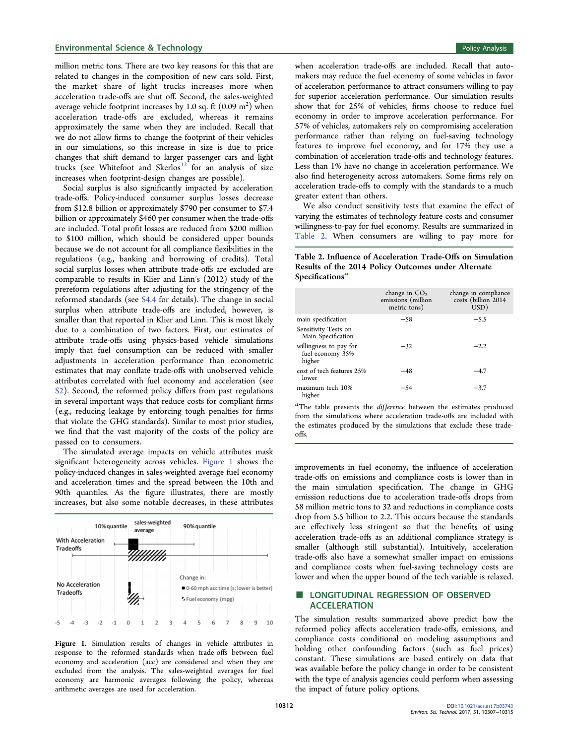million metric tons. There are two key reasons for this that are related to changes in the composition of new cars sold. First, the market share of light trucks increases more when acceleration trade-offs are shut off. Second, the sales-weighted average vehicle footprint increases by 1.0 sq. ft (0.09 $m^2$) when acceleration trade-offs are excluded, whereas it remains approximately the same when they are included. Recall that we do not allow firms to change the footprint of their vehicles in our simulations, so this increase in size is due to price changes that shift demand to larger passenger cars and light trucks (see Whitefoot and Skerlos[12] for an analysis of size increases when footprint-design changes are possible).

Social surplus is also significantly impacted by acceleration trade-offs. Policy-induced consumer surplus losses decrease from \$12.8 billion or approximately \$790 per consumer to \$7.4 billion or approximately \$460 per consumer when the trade-offs are included. Total profit losses are reduced from \$200 million to \$100 million, which should be considered upper bounds because we do not account for all compliance flexibilities in the regulations (e.g., banking and borrowing of credits). Total social surplus losses when attribute trade-offs are excluded are comparable to results in Klier and Linn's (2012) study of the prereform regulations after adjusting for the stringency of the reformed standards (see S4.4 for details). The change in social surplus when attribute trade-offs are included, however, is smaller than that reported in Klier and Linn. This is most likely due to a combination of two factors. First, our estimates of attribute trade-offs using physics-based vehicle simulations imply that fuel consumption can be reduced with smaller adjustments in acceleration performance than econometric estimates that may conflate trade-offs with unobserved vehicle attributes correlated with fuel economy and acceleration (see S2). Second, the reformed policy differs from past regulations in several important ways that reduce costs for compliant firms (e.g., reducing leakage by enforcing tough penalties for firms that violate the GHG standards). Similar to most prior studies, we find that the vast majority of the costs of the policy are passed on to consumers.

The simulated average impacts on vehicle attributes mask significant heterogeneity across vehicles. Figure 1 shows the policy-induced changes in sales-weighted average fuel economy and acceleration times and the spread between the 10th and 90th quantiles. As the figure illustrates, there are mostly increases, but also some notable decreases, in these attributes when acceleration trade-offs are included. Recall that automakers may reduce the fuel economy of some vehicles in favor of acceleration performance to attract consumers willing to pay for superior acceleration performance. Our simulation results show that for 25% of vehicles, firms choose to reduce fuel economy in order to improve acceleration performance. For 57% of vehicles, automakers rely on compromising acceleration performance rather than relying on fuel-saving technology features to improve fuel economy, and for 17% they use a combination of acceleration trade-offs and technology features. Less than 1% have no change in acceleration performance. We also find heterogeneity across automakers. Some firms rely on acceleration trade-offs to comply with the standards to a much greater extent than others.

Figure 1. Simulation results of changes in vehicle attributes in response to the reformed standards when trade-offs between fuel economy and acceleration (acc) are considered and when they are excluded from the analysis. The sales-weighted averages for fuel economy are harmonic averages following the policy, whereas arithmetic averages are used for acceleration.

We also conduct sensitivity tests that examine the effect of varying the estimates of technology feature costs and consumer willingness-to-pay for fuel economy. Results are summarized in Table 2. When consumers are willing to pay more for improvements in fuel economy, the influence of acceleration trade-offs on emissions and compliance costs is lower than in the main simulation specification. The change in GHG emission reductions due to acceleration trade-offs drops from 58 million metric tons to 32 and reductions in compliance costs drop from 5.5 billion to 2.2. This occurs because the standards are effectively less stringent so that the benefits of using acceleration trade-offs as an additional compliance strategy is smaller (although still substantial). Intuitively, acceleration trade-offs also have a somewhat smaller impact on emissions and compliance costs when fuel-saving technology costs are lower and when the upper bound of the tech variable is relaxed.

Table 2. Influence of Acceleration Trade-Offs on Simulation Results of the 2014 Policy Outcomes under Alternate Specifications[a]

| | change in $CO_2$ emissions (million metric tons) | change in compliance costs (billion 2014 USD) |
|---|---|---|
| main specification | −58 | −5.5 |
| Sensitivity Tests on Main Specification | | |
| willingness to pay for fuel economy 35% higher | −32 | −2.2 |
| cost of tech features 25% lower | −48 | −4.7 |
| maximum tech 10% higher | −54 | −3.7 |

[a]The table presents the *difference* between the estimates produced from the simulations where acceleration trade-offs are included with the estimates produced by the simulations that exclude these trade-offs.

## LONGITUDINAL REGRESSION OF OBSERVED ACCELERATION

The simulation results summarized above predict how the reformed policy affects acceleration trade-offs, emissions, and compliance costs conditional on modeling assumptions and holding other confounding factors (such as fuel prices) constant. These simulations are based entirely on data that was available before the policy change in order to be consistent with the type of analysis agencies could perform when assessing the impact of future policy options.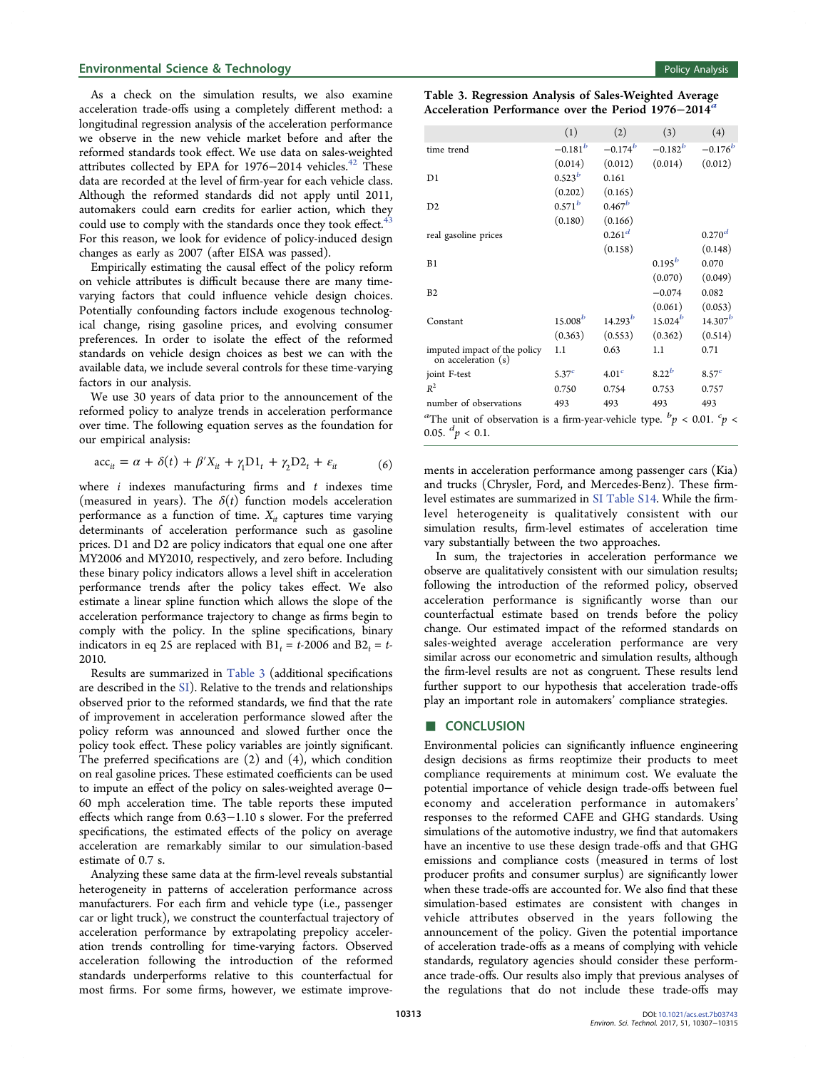As a check on the simulation results, we also examine acceleration trade-offs using a completely different method: a longitudinal regression analysis of the acceleration performance we observe in the new vehicle market before and after the reformed standards took effect. We use data on sales-weighted attributes collected by EPA for 1976–2014 vehicles.[42] These data are recorded at the level of firm-year for each vehicle class. Although the reformed standards did not apply until 2011, automakers could earn credits for earlier action, which they could use to comply with the standards once they took effect.[43] For this reason, we look for evidence of policy-induced design changes as early as 2007 (after EISA was passed).

Empirically estimating the causal effect of the policy reform on vehicle attributes is difficult because there are many time-varying factors that could influence vehicle design choices. Potentially confounding factors include exogenous technological change, rising gasoline prices, and evolving consumer preferences. In order to isolate the effect of the reformed standards on vehicle design choices as best we can with the available data, we include several controls for these time-varying factors in our analysis.

We use 30 years of data prior to the announcement of the reformed policy to analyze trends in acceleration performance over time. The following equation serves as the foundation for our empirical analysis:

$$\mathrm{acc}_{it} = \alpha + \delta(t) + \beta' X_{it} + \gamma_1 \mathrm{D1}_t + \gamma_2 \mathrm{D2}_t + \varepsilon_{it} \tag{6}$$

where $i$ indexes manufacturing firms and $t$ indexes time (measured in years). The $\delta(t)$ function models acceleration performance as a function of time. $X_{it}$ captures time varying determinants of acceleration performance such as gasoline prices. D1 and D2 are policy indicators that equal one one after MY2006 and MY2010, respectively, and zero before. Including these binary policy indicators allows a level shift in acceleration performance trends after the policy takes effect. We also estimate a linear spline function which allows the slope of the acceleration performance trajectory to change as firms begin to comply with the policy. In the spline specifications, binary indicators in eq 25 are replaced with $\mathrm{B1}_t = t$-2006 and $\mathrm{B2}_t = t$-2010.

Results are summarized in Table 3 (additional specifications are described in the SI). Relative to the trends and relationships observed prior to the reformed standards, we find that the rate of improvement in acceleration performance slowed after the policy reform was announced and slowed further once the policy took effect. These policy variables are jointly significant. The preferred specifications are (2) and (4), which condition on real gasoline prices. These estimated coefficients can be used to impute an effect of the policy on sales-weighted average 0–60 mph acceleration time. The table reports these imputed effects which range from 0.63–1.10 s slower. For the preferred specifications, the estimated effects of the policy on average acceleration are remarkably similar to our simulation-based estimate of 0.7 s.

Analyzing these same data at the firm-level reveals substantial heterogeneity in patterns of acceleration performance across manufacturers. For each firm and vehicle type (i.e., passenger car or light truck), we construct the counterfactual trajectory of acceleration performance by extrapolating prepolicy acceleration trends controlling for time-varying factors. Observed acceleration following the introduction of the reformed standards underperforms relative to this counterfactual for most firms. For some firms, however, we estimate improvements in acceleration performance among passenger cars (Kia) and trucks (Chrysler, Ford, and Mercedes-Benz). These firm-level estimates are summarized in SI Table S14. While the firm-level heterogeneity is qualitatively consistent with our simulation results, firm-level estimates of acceleration time vary substantially between the two approaches.

In sum, the trajectories in acceleration performance we observe are qualitatively consistent with our simulation results; following the introduction of the reformed policy, observed acceleration performance is significantly worse than our counterfactual estimate based on trends before the policy change. Our estimated impact of the reformed standards on sales-weighted average acceleration performance are very similar across our econometric and simulation results, although the firm-level results are not as congruent. These results lend further support to our hypothesis that acceleration trade-offs play an important role in automakers' compliance strategies.

**Table 3. Regression Analysis of Sales-Weighted Average Acceleration Performance over the Period 1976–2014[a]**

| | (1) | (2) | (3) | (4) |
|---|---|---|---|---|
| time trend | −0.181[b] | −0.174[b] | −0.182[b] | −0.176[b] |
| | (0.014) | (0.012) | (0.014) | (0.012) |
| D1 | 0.523[b] | 0.161 | | |
| | (0.202) | (0.165) | | |
| D2 | 0.571[b] | 0.467[b] | | |
| | (0.180) | (0.166) | | |
| real gasoline prices | | 0.261[d] | | 0.270[d] |
| | | (0.158) | | (0.148) |
| B1 | | | 0.195[b] | 0.070 |
| | | | (0.070) | (0.049) |
| B2 | | | −0.074 | 0.082 |
| | | | (0.061) | (0.053) |
| Constant | 15.008[b] | 14.293[b] | 15.024[b] | 14.307[b] |
| | (0.363) | (0.553) | (0.362) | (0.514) |
| imputed impact of the policy on acceleration (s) | 1.1 | 0.63 | 1.1 | 0.71 |
| joint F-test | 5.37[c] | 4.01[c] | 8.22[b] | 8.57[c] |
| $R^2$ | 0.750 | 0.754 | 0.753 | 0.757 |
| number of observations | 493 | 493 | 493 | 493 |

[a]The unit of observation is a firm-year-vehicle type. [b]$p < 0.01$. [c]$p < 0.05$. [d]$p < 0.1$.

## ■ CONCLUSION

Environmental policies can significantly influence engineering design decisions as firms reoptimize their products to meet compliance requirements at minimum cost. We evaluate the potential importance of vehicle design trade-offs between fuel economy and acceleration performance in automakers' responses to the reformed CAFE and GHG standards. Using simulations of the automotive industry, we find that automakers have an incentive to use these design trade-offs and that GHG emissions and compliance costs (measured in terms of lost producer profits and consumer surplus) are significantly lower when these trade-offs are accounted for. We also find that these simulation-based estimates are consistent with changes in vehicle attributes observed in the years following the announcement of the policy. Given the potential importance of acceleration trade-offs as a means of complying with vehicle standards, regulatory agencies should consider these performance trade-offs. Our results also imply that previous analyses of the regulations that do not include these trade-offs may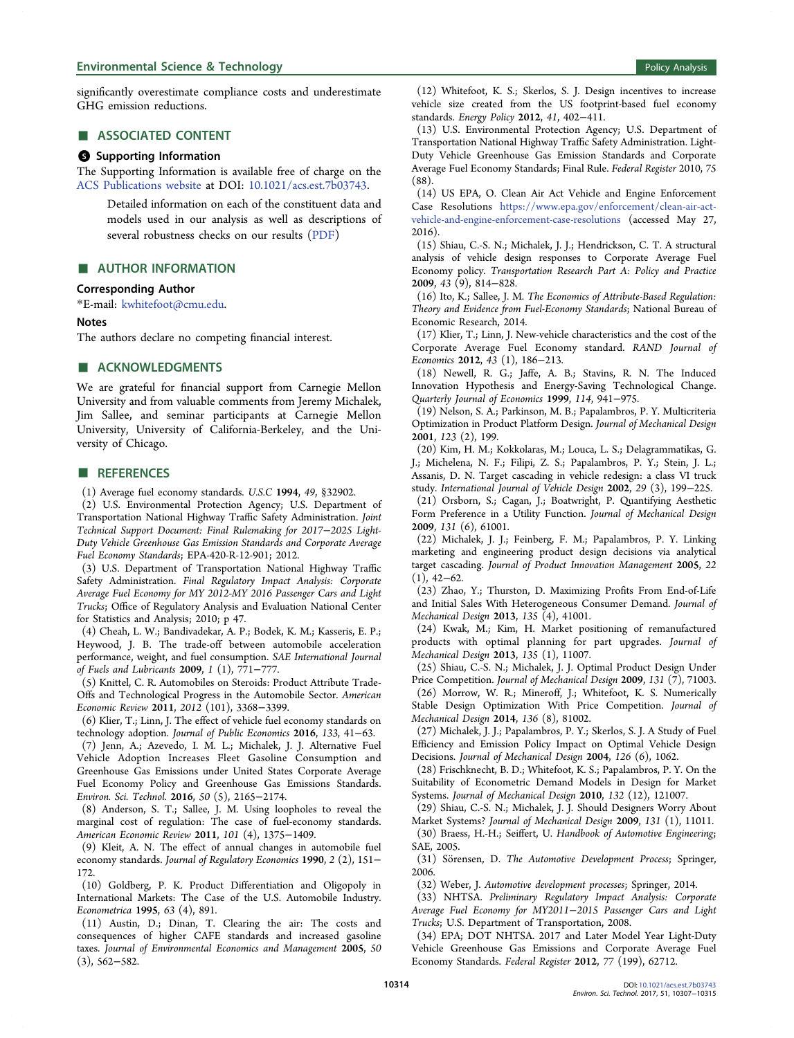significantly overestimate compliance costs and underestimate GHG emission reductions.

## ■ ASSOCIATED CONTENT

### Supporting Information

The Supporting Information is available free of charge on the ACS Publications website at DOI: 10.1021/acs.est.7b03743.

> Detailed information on each of the constituent data and models used in our analysis as well as descriptions of several robustness checks on our results (PDF)

## ■ AUTHOR INFORMATION

### Corresponding Author

*E-mail: kwhitefoot@cmu.edu.

### Notes

The authors declare no competing financial interest.

## ■ ACKNOWLEDGMENTS

We are grateful for financial support from Carnegie Mellon University and from valuable comments from Jeremy Michalek, Jim Sallee, and seminar participants at Carnegie Mellon University, University of California-Berkeley, and the University of Chicago.

## ■ REFERENCES

(1) Average fuel economy standards. *U.S.C* **1994**, *49*, §32902.

(2) U.S. Environmental Protection Agency; U.S. Department of Transportation National Highway Traffic Safety Administration. *Joint Technical Support Document: Final Rulemaking for 2017–2025 Light-Duty Vehicle Greenhouse Gas Emission Standards and Corporate Average Fuel Economy Standards*; EPA-420-R-12-901; 2012.

(3) U.S. Department of Transportation National Highway Traffic Safety Administration. *Final Regulatory Impact Analysis: Corporate Average Fuel Economy for MY 2012-MY 2016 Passenger Cars and Light Trucks*; Office of Regulatory Analysis and Evaluation National Center for Statistics and Analysis; 2010; p 47.

(4) Cheah, L. W.; Bandivadekar, A. P.; Bodek, K. M.; Kasseris, E. P.; Heywood, J. B. The trade-off between automobile acceleration performance, weight, and fuel consumption. *SAE International Journal of Fuels and Lubricants* **2009**, *1* (1), 771–777.

(5) Knittel, C. R. Automobiles on Steroids: Product Attribute Trade-Offs and Technological Progress in the Automobile Sector. *American Economic Review* **2011**, *2012* (101), 3368–3399.

(6) Klier, T.; Linn, J. The effect of vehicle fuel economy standards on technology adoption. *Journal of Public Economics* **2016**, *133*, 41–63.

(7) Jenn, A.; Azevedo, I. M. L.; Michalek, J. J. Alternative Fuel Vehicle Adoption Increases Fleet Gasoline Consumption and Greenhouse Gas Emissions under United States Corporate Average Fuel Economy Policy and Greenhouse Gas Emissions Standards. *Environ. Sci. Technol.* **2016**, *50* (5), 2165–2174.

(8) Anderson, S. T.; Sallee, J. M. Using loopholes to reveal the marginal cost of regulation: The case of fuel-economy standards. *American Economic Review* **2011**, *101* (4), 1375–1409.

(9) Kleit, A. N. The effect of annual changes in automobile fuel economy standards. *Journal of Regulatory Economics* **1990**, *2* (2), 151–172.

(10) Goldberg, P. K. Product Differentiation and Oligopoly in International Markets: The Case of the U.S. Automobile Industry. *Econometrica* **1995**, *63* (4), 891.

(11) Austin, D.; Dinan, T. Clearing the air: The costs and consequences of higher CAFE standards and increased gasoline taxes. *Journal of Environmental Economics and Management* **2005**, *50* (3), 562–582.

(12) Whitefoot, K. S.; Skerlos, S. J. Design incentives to increase vehicle size created from the US footprint-based fuel economy standards. *Energy Policy* **2012**, *41*, 402–411.

(13) U.S. Environmental Protection Agency; U.S. Department of Transportation National Highway Traffic Safety Administration. Light-Duty Vehicle Greenhouse Gas Emission Standards and Corporate Average Fuel Economy Standards; Final Rule. *Federal Register* 2010, *75* (88).

(14) US EPA, O. Clean Air Act Vehicle and Engine Enforcement Case Resolutions https://www.epa.gov/enforcement/clean-air-act-vehicle-and-engine-enforcement-case-resolutions (accessed May 27, 2016).

(15) Shiau, C.-S. N.; Michalek, J. J.; Hendrickson, C. T. A structural analysis of vehicle design responses to Corporate Average Fuel Economy policy. *Transportation Research Part A: Policy and Practice* **2009**, *43* (9), 814–828.

(16) Ito, K.; Sallee, J. M. *The Economics of Attribute-Based Regulation: Theory and Evidence from Fuel-Economy Standards*; National Bureau of Economic Research, 2014.

(17) Klier, T.; Linn, J. New-vehicle characteristics and the cost of the Corporate Average Fuel Economy standard. *RAND Journal of Economics* **2012**, *43* (1), 186–213.

(18) Newell, R. G.; Jaffe, A. B.; Stavins, R. N. The Induced Innovation Hypothesis and Energy-Saving Technological Change. *Quarterly Journal of Economics* **1999**, *114*, 941–975.

(19) Nelson, S. A.; Parkinson, M. B.; Papalambros, P. Y. Multicriteria Optimization in Product Platform Design. *Journal of Mechanical Design* **2001**, *123* (2), 199.

(20) Kim, H. M.; Kokkolaras, M.; Louca, L. S.; Delagrammatikas, G. J.; Michelena, N. F.; Filipi, Z. S.; Papalambros, P. Y.; Stein, J. L.; Assanis, D. N. Target cascading in vehicle redesign: a class VI truck study. *International Journal of Vehicle Design* **2002**, *29* (3), 199–225.

(21) Orsborn, S.; Cagan, J.; Boatwright, P. Quantifying Aesthetic Form Preference in a Utility Function. *Journal of Mechanical Design* **2009**, *131* (6), 61001.

(22) Michalek, J. J.; Feinberg, F. M.; Papalambros, P. Y. Linking marketing and engineering product design decisions via analytical target cascading. *Journal of Product Innovation Management* **2005**, *22* (1), 42–62.

(23) Zhao, Y.; Thurston, D. Maximizing Profits From End-of-Life and Initial Sales With Heterogeneous Consumer Demand. *Journal of Mechanical Design* **2013**, *135* (4), 41001.

(24) Kwak, M.; Kim, H. Market positioning of remanufactured products with optimal planning for part upgrades. *Journal of Mechanical Design* **2013**, *135* (1), 11007.

(25) Shiau, C.-S. N.; Michalek, J. J. Optimal Product Design Under Price Competition. *Journal of Mechanical Design* **2009**, *131* (7), 71003.

(26) Morrow, W. R.; Mineroff, J.; Whitefoot, K. S. Numerically Stable Design Optimization With Price Competition. *Journal of Mechanical Design* **2014**, *136* (8), 81002.

(27) Michalek, J. J.; Papalambros, P. Y.; Skerlos, S. J. A Study of Fuel Efficiency and Emission Policy Impact on Optimal Vehicle Design Decisions. *Journal of Mechanical Design* **2004**, *126* (6), 1062.

(28) Frischknecht, B. D.; Whitefoot, K. S.; Papalambros, P. Y. On the Suitability of Econometric Demand Models in Design for Market Systems. *Journal of Mechanical Design* **2010**, *132* (12), 121007.

(29) Shiau, C.-S. N.; Michalek, J. J. Should Designers Worry About Market Systems? *Journal of Mechanical Design* **2009**, *131* (1), 11011.

(30) Braess, H.-H.; Seiffert, U. *Handbook of Automotive Engineering*; SAE, 2005.

(31) Sörensen, D. *The Automotive Development Process*; Springer, 2006.

(32) Weber, J. *Automotive development processes*; Springer, 2014.

(33) NHTSA. *Preliminary Regulatory Impact Analysis: Corporate Average Fuel Economy for MY2011–2015 Passenger Cars and Light Trucks*; U.S. Department of Transportation, 2008.

(34) EPA; DOT NHTSA. 2017 and Later Model Year Light-Duty Vehicle Greenhouse Gas Emissions and Corporate Average Fuel Economy Standards. *Federal Register* **2012**, *77* (199), 62712.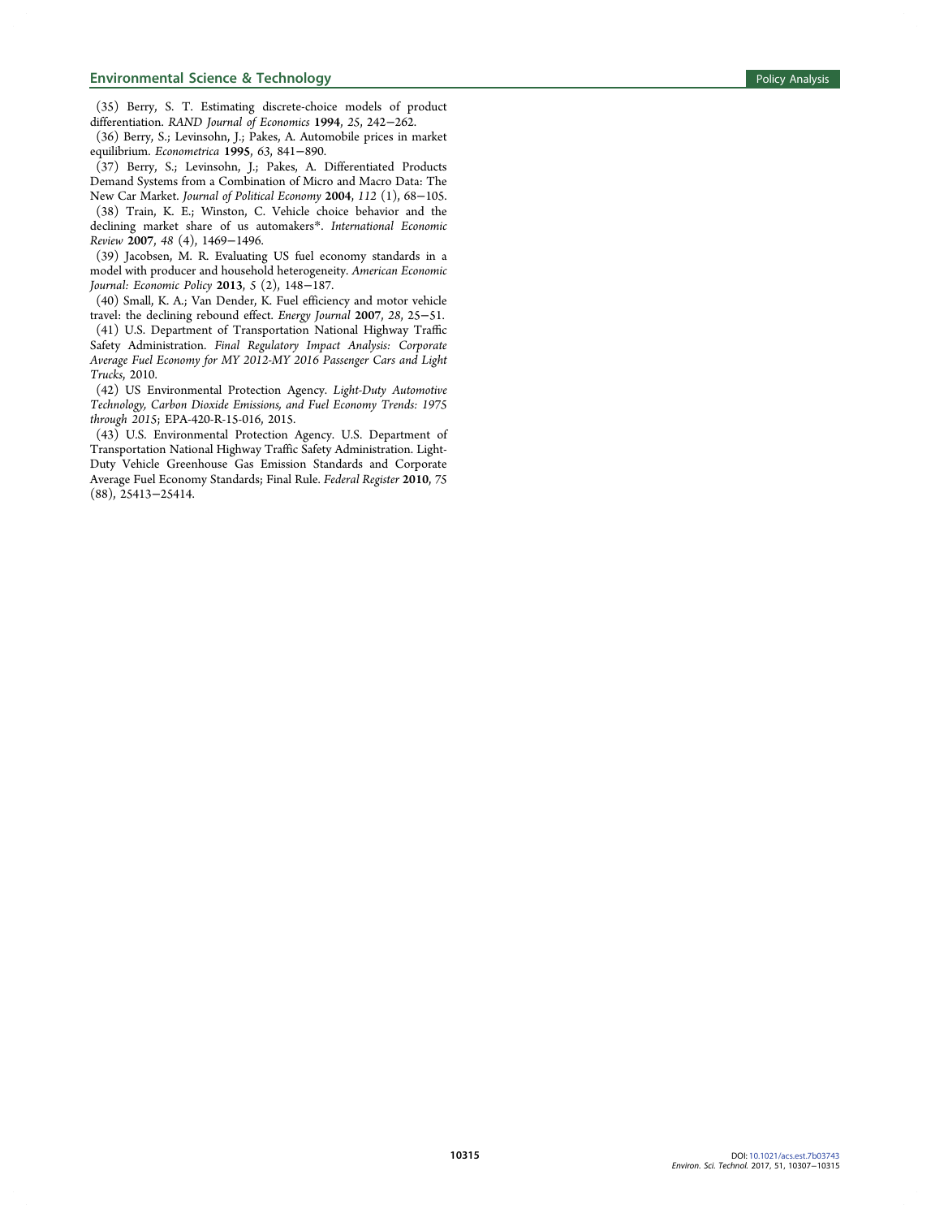(35) Berry, S. T. Estimating discrete-choice models of product differentiation. *RAND Journal of Economics* **1994**, *25*, 242−262.

(36) Berry, S.; Levinsohn, J.; Pakes, A. Automobile prices in market equilibrium. *Econometrica* **1995**, *63*, 841−890.

(37) Berry, S.; Levinsohn, J.; Pakes, A. Differentiated Products Demand Systems from a Combination of Micro and Macro Data: The New Car Market. *Journal of Political Economy* **2004**, *112* (1), 68−105.

(38) Train, K. E.; Winston, C. Vehicle choice behavior and the declining market share of us automakers*. *International Economic Review* **2007**, *48* (4), 1469−1496.

(39) Jacobsen, M. R. Evaluating US fuel economy standards in a model with producer and household heterogeneity. *American Economic Journal: Economic Policy* **2013**, *5* (2), 148−187.

(40) Small, K. A.; Van Dender, K. Fuel efficiency and motor vehicle travel: the declining rebound effect. *Energy Journal* **2007**, *28*, 25−51.

(41) U.S. Department of Transportation National Highway Traffic Safety Administration. *Final Regulatory Impact Analysis: Corporate Average Fuel Economy for MY 2012-MY 2016 Passenger Cars and Light Trucks*, 2010.

(42) US Environmental Protection Agency. *Light-Duty Automotive Technology, Carbon Dioxide Emissions, and Fuel Economy Trends: 1975 through 2015*; EPA-420-R-15-016, 2015.

(43) U.S. Environmental Protection Agency. U.S. Department of Transportation National Highway Traffic Safety Administration. Light-Duty Vehicle Greenhouse Gas Emission Standards and Corporate Average Fuel Economy Standards; Final Rule. *Federal Register* **2010**, *75* (88), 25413−25414.